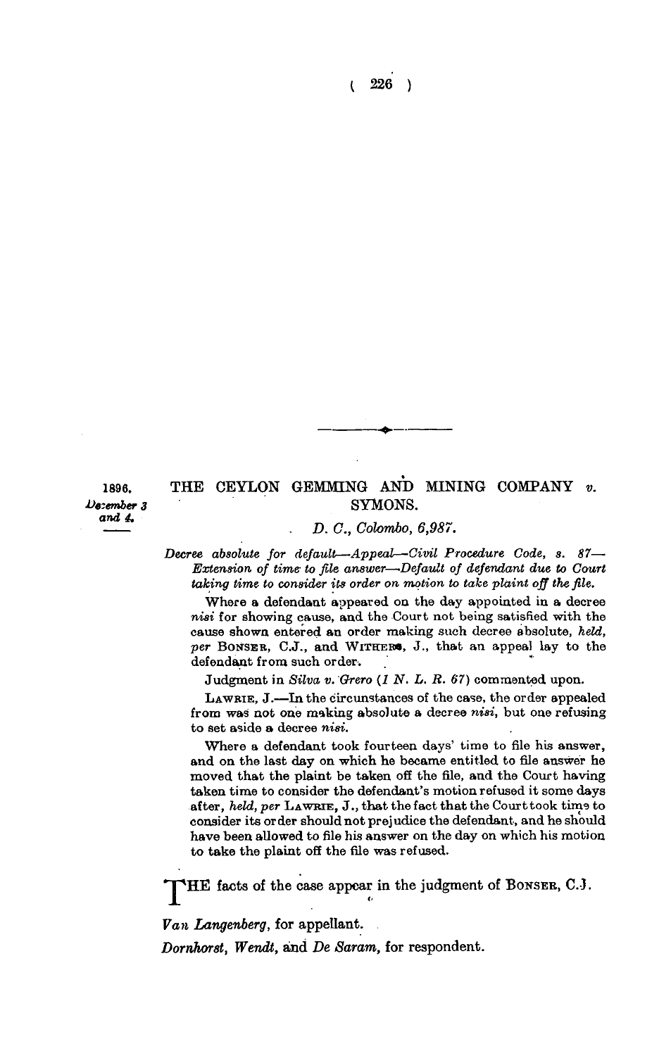1896.
*December 3 and 4.*

## THE CEYLON GEMMING AND MINING COMPANY *v.* SYMONS.

*D. C., Colombo, 6,987.*

*Decree absolute for default—Appeal—Civil Procedure Code, s. 87—Extension of time to file answer—Default of defendant due to Court taking time to consider its order on motion to take plaint off the file.*

Where a defendant appeared on the day appointed in a decree *nisi* for showing cause, and the Court not being satisfied with the cause shown entered an order making such decree absolute, *held, per* BONSER, C.J., and WITHERS, J., that an appeal lay to the defendant from such order.

Judgment in *Silva v. Grero (1 N. L. R. 67)* commented upon.

LAWRIE, J.—In the circumstances of the case, the order appealed from was not one making absolute a decree *nisi*, but one refusing to set aside a decree *nisi*.

Where a defendant took fourteen days' time to file his answer, and on the last day on which he became entitled to file answer he moved that the plaint be taken off the file, and the Court having taken time to consider the defendant's motion refused it some days after, *held, per* LAWRIE, J., that the fact that the Court took time to consider its order should not prejudice the defendant, and he should have been allowed to file his answer on the day on which his motion to take the plaint off the file was refused.

THE facts of the case appear in the judgment of BONSER, C.J.

*Van Langenberg*, for appellant.

*Dornhorst, Wendt,* and *De Saram*, for respondent.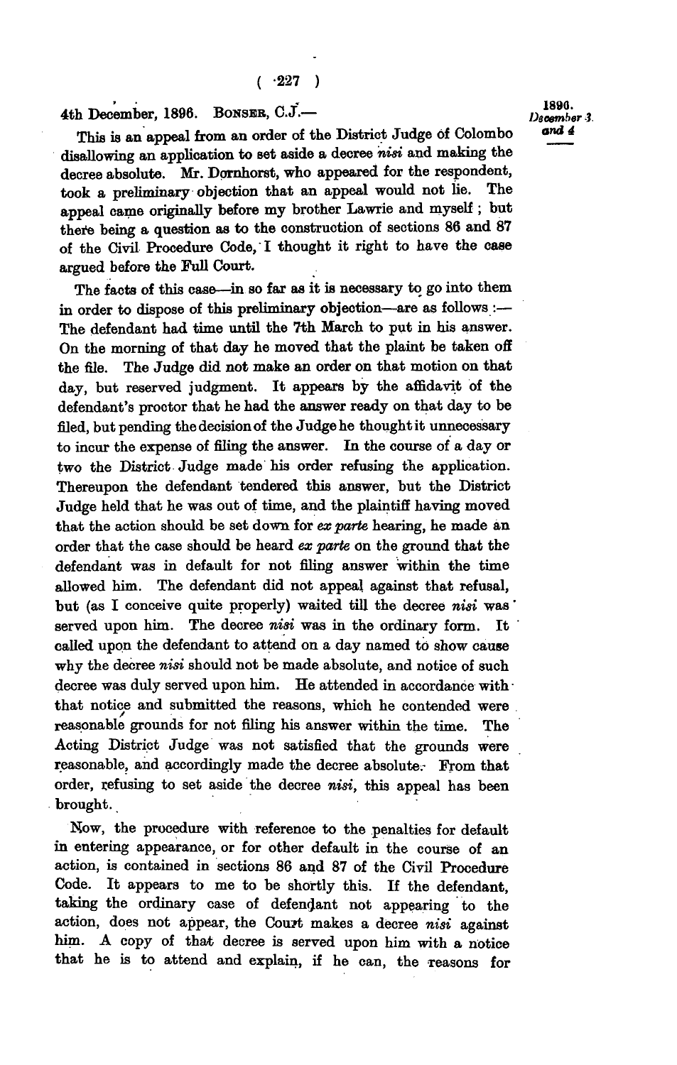4th December, 1896. BONSER, C.J.—

This is an appeal from an order of the District Judge of Colombo disallowing an application to set aside a decree *nisi* and making the decree absolute. Mr. Dornhorst, who appeared for the respondent, took a preliminary objection that an appeal would not lie. The appeal came originally before my brother Lawrie and myself; but there being a question as to the construction of sections 86 and 87 of the Civil Procedure Code, I thought it right to have the case argued before the Full Court.

The facts of this case—in so far as it is necessary to go into them in order to dispose of this preliminary objection—are as follows:— The defendant had time until the 7th March to put in his answer. On the morning of that day he moved that the plaint be taken off the file. The Judge did not make an order on that motion on that day, but reserved judgment. It appears by the affidavit of the defendant's proctor that he had the answer ready on that day to be filed, but pending the decision of the Judge he thought it unnecessary to incur the expense of filing the answer. In the course of a day or two the District Judge made his order refusing the application. Thereupon the defendant tendered this answer, but the District Judge held that he was out of time, and the plaintiff having moved that the action should be set down for *ex parte* hearing, he made an order that the case should be heard *ex parte* on the ground that the defendant was in default for not filing answer within the time allowed him. The defendant did not appeal against that refusal, but (as I conceive quite properly) waited till the decree *nisi* was served upon him. The decree *nisi* was in the ordinary form. It called upon the defendant to attend on a day named to show cause why the decree *nisi* should not be made absolute, and notice of such decree was duly served upon him. He attended in accordance with that notice and submitted the reasons, which he contended were reasonable grounds for not filing his answer within the time. The Acting District Judge was not satisfied that the grounds were reasonable, and accordingly made the decree absolute. From that order, refusing to set aside the decree *nisi*, this appeal has been brought.

Now, the procedure with reference to the penalties for default in entering appearance, or for other default in the course of an action, is contained in sections 86 and 87 of the Civil Procedure Code. It appears to me to be shortly this. If the defendant, taking the ordinary case of defendant not appearing to the action, does not appear, the Court makes a decree *nisi* against him. A copy of that decree is served upon him with a notice that he is to attend and explain, if he can, the reasons for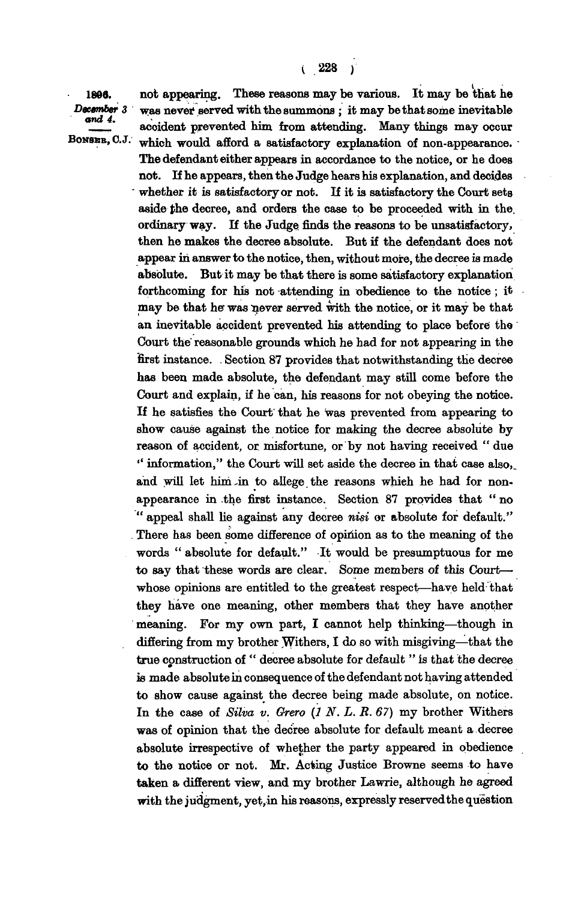1896. December 3 and 4. — BONSER, C.J.

not appearing. These reasons may be various. It may be that he was never served with the summons; it may be that some inevitable accident prevented him from attending. Many things may occur which would afford a satisfactory explanation of non-appearance. The defendant either appears in accordance to the notice, or he does not. If he appears, then the Judge hears his explanation, and decides whether it is satisfactory or not. If it is satisfactory the Court sets aside the decree, and orders the case to be proceeded with in the ordinary way. If the Judge finds the reasons to be unsatisfactory, then he makes the decree absolute. But if the defendant does not appear in answer to the notice, then, without more, the decree is made absolute. But it may be that there is some satisfactory explanation forthcoming for his not attending in obedience to the notice; it may be that he was never served with the notice, or it may be that an inevitable accident prevented his attending to place before the Court the reasonable grounds which he had for not appearing in the first instance. Section 87 provides that notwithstanding the decree has been made absolute, the defendant may still come before the Court and explain, if he can, his reasons for not obeying the notice. If he satisfies the Court that he was prevented from appearing to show cause against the notice for making the decree absolute by reason of accident, or misfortune, or by not having received "due "information," the Court will set aside the decree in that case also, and will let him in to allege the reasons which he had for non-appearance in the first instance. Section 87 provides that "no "appeal shall lie against any decree *nisi* or absolute for default." There has been some difference of opinion as to the meaning of the words "absolute for default." It would be presumptuous for me to say that these words are clear. Some members of this Court—whose opinions are entitled to the greatest respect—have held that they have one meaning, other members that they have another meaning. For my own part, I cannot help thinking—though in differing from my brother Withers, I do so with misgiving—that the true construction of "decree absolute for default" is that the decree is made absolute in consequence of the defendant not having attended to show cause against the decree being made absolute, on notice. In the case of *Silva v. Grero* (*1 N. L. R. 67*) my brother Withers was of opinion that the decree absolute for default meant a decree absolute irrespective of whether the party appeared in obedience to the notice or not. Mr. Acting Justice Browne seems to have taken a different view, and my brother Lawrie, although he agreed with the judgment, yet, in his reasons, expressly reserved the question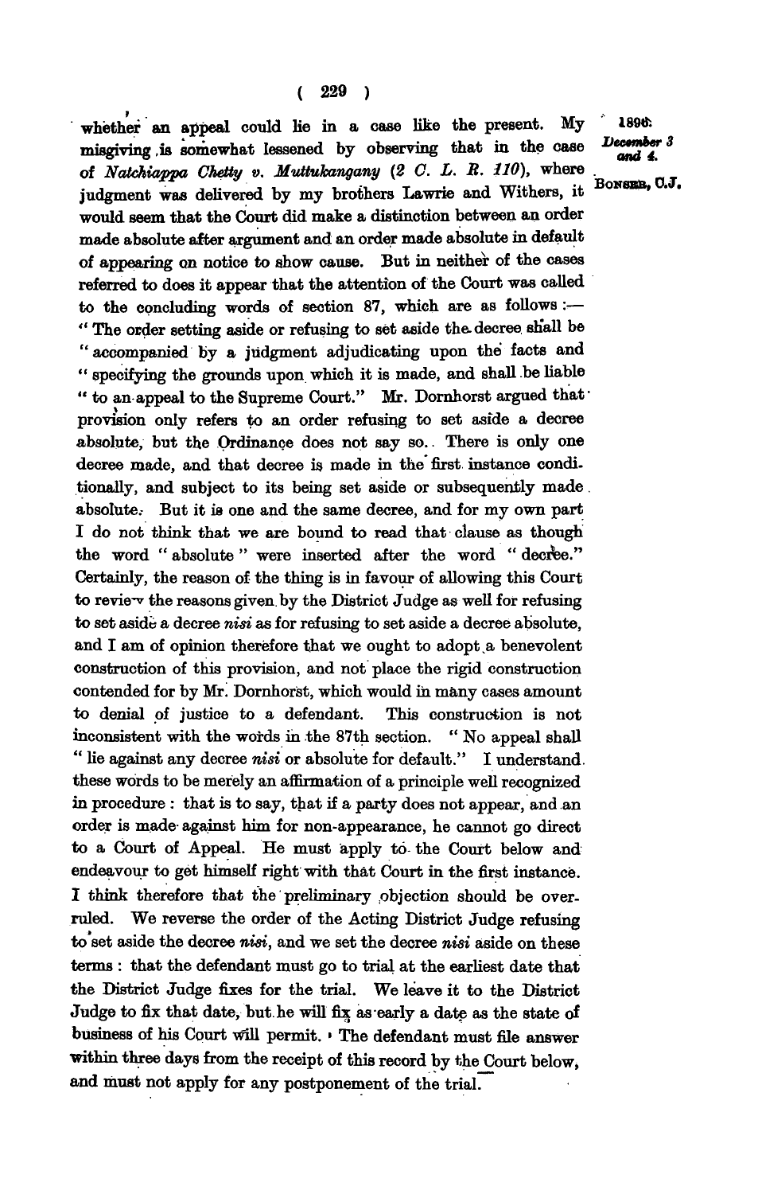whether an appeal could lie in a case like the present. My misgiving is somewhat lessened by observing that in the case of *Natchiappa Chetty v. Muttukangany* (2 C. L. R. 110), where judgment was delivered by my brothers Lawrie and Withers, it would seem that the Court did make a distinction between an order made absolute after argument and an order made absolute in default of appearing on notice to show cause. But in neither of the cases referred to does it appear that the attention of the Court was called to the concluding words of section 87, which are as follows:— "The order setting aside or refusing to set aside the decree shall be "accompanied by a judgment adjudicating upon the facts and "specifying the grounds upon which it is made, and shall be liable "to an appeal to the Supreme Court." Mr. Dornhorst argued that provision only refers to an order refusing to set aside a decree absolute, but the Ordinance does not say so. There is only one decree made, and that decree is made in the first instance conditionally, and subject to its being set aside or subsequently made absolute. But it is one and the same decree, and for my own part I do not think that we are bound to read that clause as though the word "absolute" were inserted after the word "decree." Certainly, the reason of the thing is in favour of allowing this Court to review the reasons given by the District Judge as well for refusing to set aside a decree *nisi* as for refusing to set aside a decree absolute, and I am of opinion therefore that we ought to adopt a benevolent construction of this provision, and not place the rigid construction contended for by Mr. Dornhorst, which would in many cases amount to denial of justice to a defendant. This construction is not inconsistent with the words in the 87th section. "No appeal shall "lie against any decree *nisi* or absolute for default." I understand these words to be merely an affirmation of a principle well recognized in procedure: that is to say, that if a party does not appear, and an order is made against him for non-appearance, he cannot go direct to a Court of Appeal. He must apply to the Court below and endeavour to get himself right with that Court in the first instance. I think therefore that the preliminary objection should be overruled. We reverse the order of the Acting District Judge refusing to set aside the decree *nisi*, and we set the decree *nisi* aside on these terms: that the defendant must go to trial at the earliest date that the District Judge fixes for the trial. We leave it to the District Judge to fix that date, but he will fix as early a date as the state of business of his Court will permit. The defendant must file answer within three days from the receipt of this record by the Court below, and must not apply for any postponement of the trial.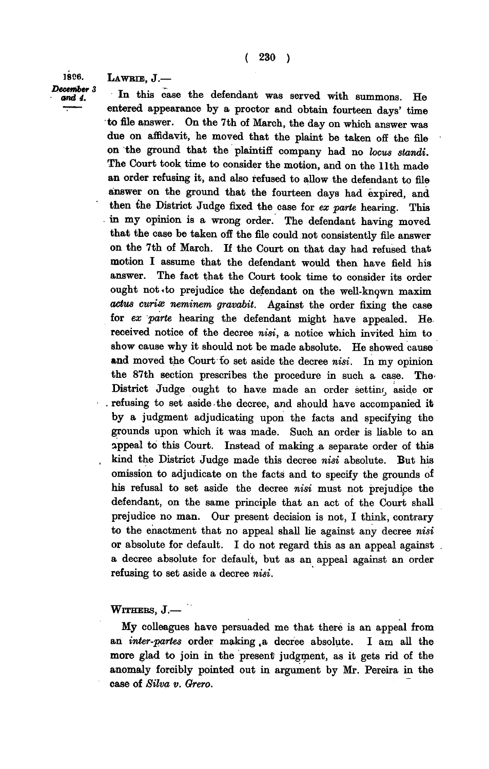1896. December 3 and 4.

LAWRIE, J.—

In this case the defendant was served with summons. He entered appearance by a proctor and obtain fourteen days' time to file answer. On the 7th of March, the day on which answer was due on affidavit, he moved that the plaint be taken off the file on the ground that the plaintiff company had no *locus standi*. The Court took time to consider the motion, and on the 11th made an order refusing it, and also refused to allow the defendant to file answer on the ground that the fourteen days had expired, and then the District Judge fixed the case for *ex parte* hearing. This in my opinion is a wrong order. The defendant having moved that the case be taken off the file could not consistently file answer on the 7th of March. If the Court on that day had refused that motion I assume that the defendant would then have field his answer. The fact that the Court took time to consider its order ought not to prejudice the defendant on the well-known maxim *actus curiæ neminem gravabit*. Against the order fixing the case for *ex parte* hearing the defendant might have appealed. He received notice of the decree *nisi*, a notice which invited him to show cause why it should not be made absolute. He showed cause and moved the Court to set aside the decree *nisi*. In my opinion the 87th section prescribes the procedure in such a case. The District Judge ought to have made an order setting aside or refusing to set aside the decree, and should have accompanied it by a judgment adjudicating upon the facts and specifying the grounds upon which it was made. Such an order is liable to an appeal to this Court. Instead of making a separate order of this kind the District Judge made this decree *nisi* absolute. But his omission to adjudicate on the facts and to specify the grounds of his refusal to set aside the decree *nisi* must not prejudice the defendant, on the same principle that an act of the Court shall prejudice no man. Our present decision is not, I think, contrary to the enactment that no appeal shall lie against any decree *nisi* or absolute for default. I do not regard this as an appeal against a decree absolute for default, but as an appeal against an order refusing to set aside a decree *nisi*.

WITHERS, J.—

My colleagues have persuaded me that there is an appeal from an *inter-partes* order making a decree absolute. I am all the more glad to join in the present judgment, as it gets rid of the anomaly forcibly pointed out in argument by Mr. Pereira in the case of *Silva v. Grero*.